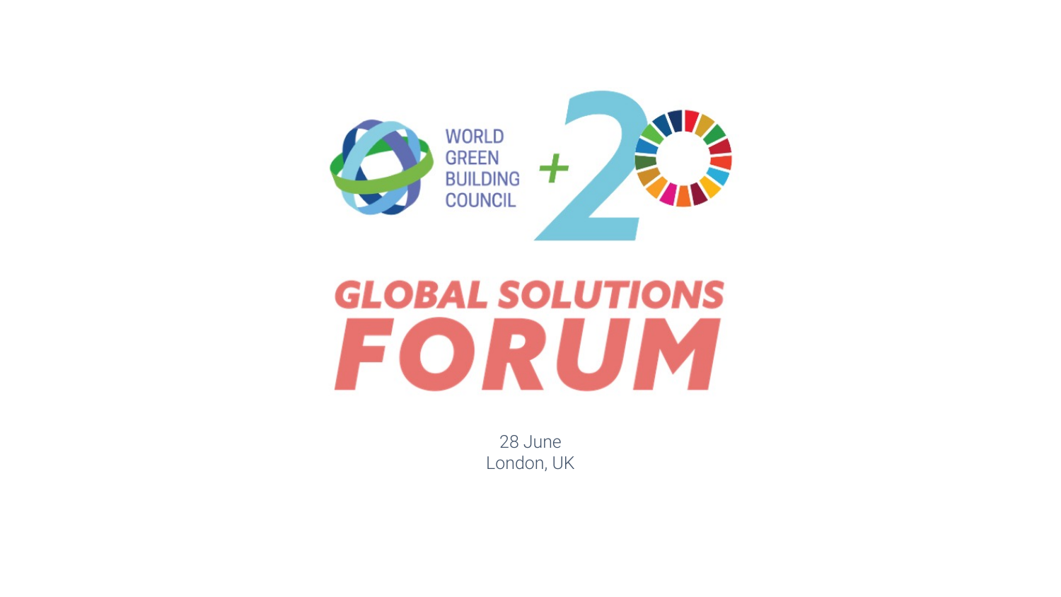WORLD GREEN BUILDING COUNCIL +20

# GLOBAL SOLUTIONS FORUM

28 June
London, UK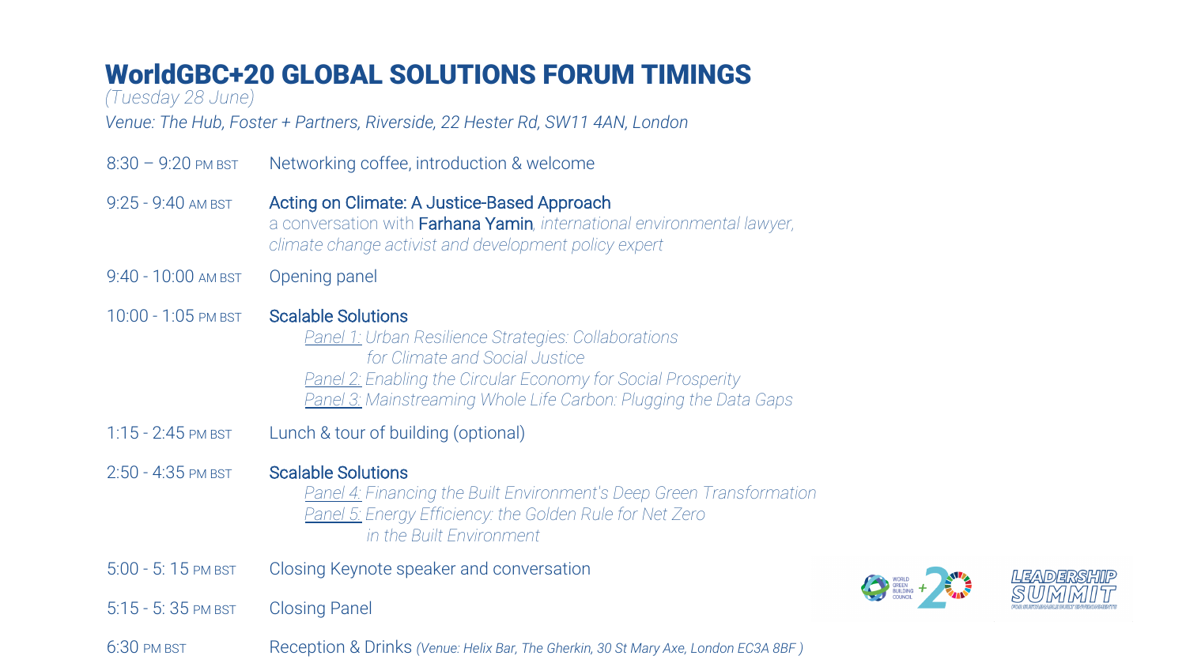# WorldGBC+20 GLOBAL SOLUTIONS FORUM TIMINGS

*(Tuesday 28 June)*

*Venue: The Hub, Foster + Partners, Riverside, 22 Hester Rd, SW11 4AN, London*

| Time | Session |
| --- | --- |
| 8:30 – 9:20 PM BST | Networking coffee, introduction & welcome |
| 9:25 - 9:40 AM BST | **Acting on Climate: A Justice-Based Approach**<br>a conversation with **Farhana Yamin**, *international environmental lawyer, climate change activist and development policy expert* |
| 9:40 - 10:00 AM BST | Opening panel |
| 10:00 - 1:05 PM BST | **Scalable Solutions**<br>*Panel 1: Urban Resilience Strategies: Collaborations for Climate and Social Justice*<br>*Panel 2: Enabling the Circular Economy for Social Prosperity*<br>*Panel 3: Mainstreaming Whole Life Carbon: Plugging the Data Gaps* |
| 1:15 - 2:45 PM BST | Lunch & tour of building (optional) |
| 2:50 - 4:35 PM BST | **Scalable Solutions**<br>*Panel 4: Financing the Built Environment's Deep Green Transformation*<br>*Panel 5: Energy Efficiency: the Golden Rule for Net Zero in the Built Environment* |
| 5:00 - 5: 15 PM BST | Closing Keynote speaker and conversation |
| 5:15 - 5: 35 PM BST | Closing Panel |
| 6:30 PM BST | Reception & Drinks *(Venue: Helix Bar, The Gherkin, 30 St Mary Axe, London EC3A 8BF )* |

WORLD GREEN BUILDING COUNCIL +20

LEADERSHIP SUMMIT FOR SUSTAINABLE BUILT ENVIRONMENTS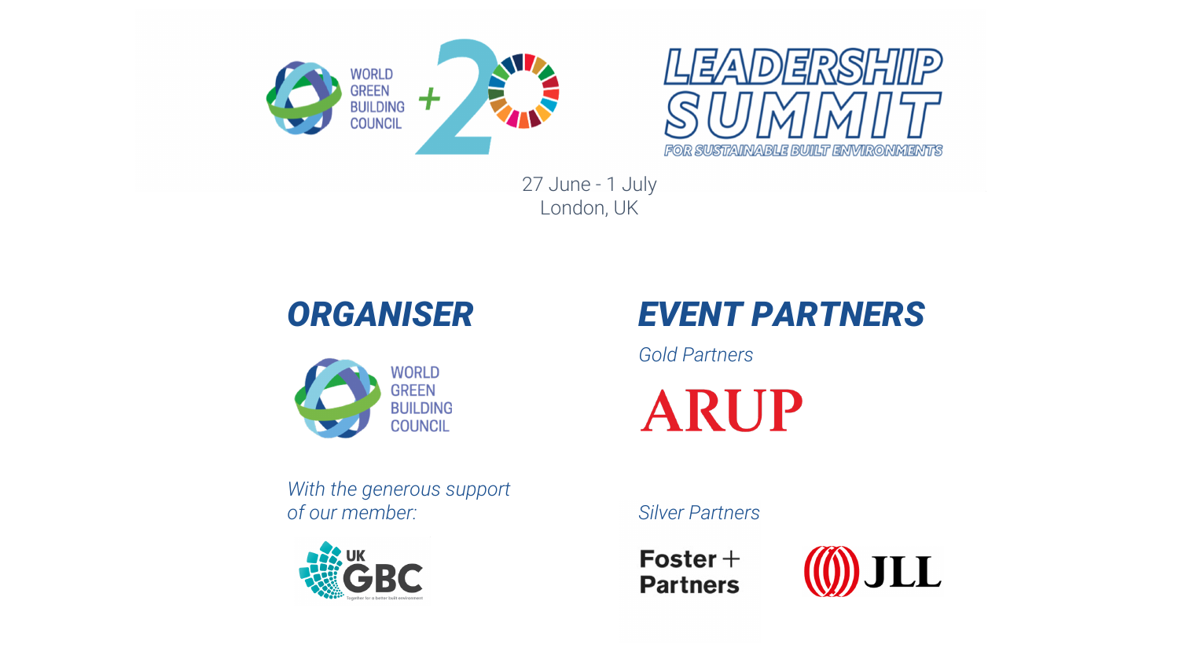WORLD GREEN BUILDING COUNCIL +20

# LEADERSHIP SUMMIT

FOR SUSTAINABLE BUILT ENVIRONMENTS

27 June - 1 July
London, UK

## ORGANISER

WORLD GREEN BUILDING COUNCIL

*With the generous support of our member:*

UK GBC

Together for a better built environment

## EVENT PARTNERS

*Gold Partners*

ARUP

*Silver Partners*

Foster + Partners

JLL